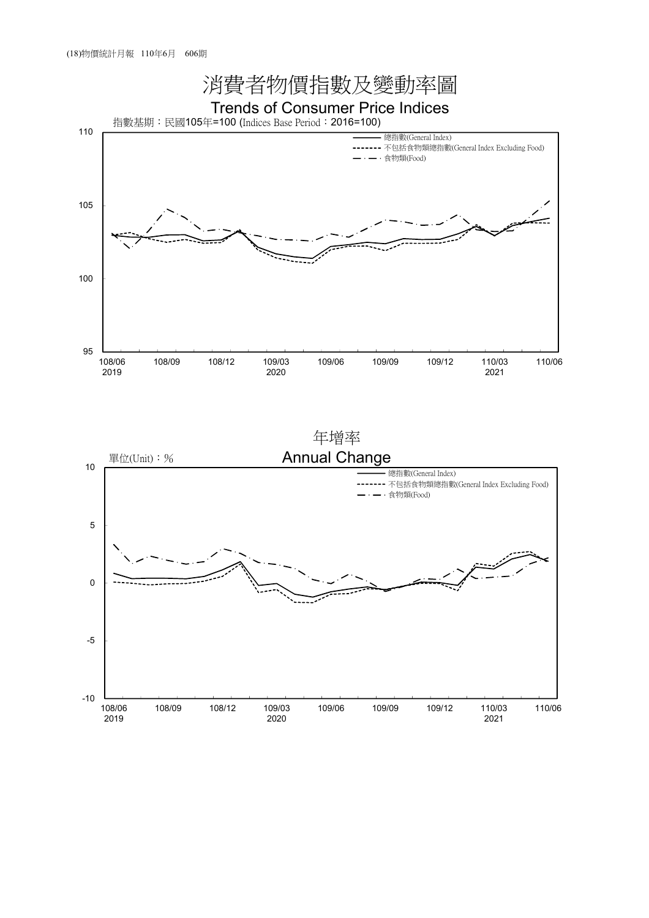# 消費者物價指數及變動率圖

## Trends of Consumer Price Indices

指數基期：民國105年=100 (Indices Base Period：2016=100)

- 總指數(General Index)
- 不包括食物類總指數(General Index Excluding Food)
- 食物類(Food)

110
105
100
95

108/06 2019 | 108/09 | 108/12 | 109/03 2020 | 109/06 | 109/09 | 109/12 | 110/03 2021 | 110/06

## 年增率

## Annual Change

單位(Unit)：%

- 總指數(General Index)
- 不包括食物類總指數(General Index Excluding Food)
- 食物類(Food)

10
5
0
-5
-10

108/06 2019 | 108/09 | 108/12 | 109/03 2020 | 109/06 | 109/09 | 109/12 | 110/03 2021 | 110/06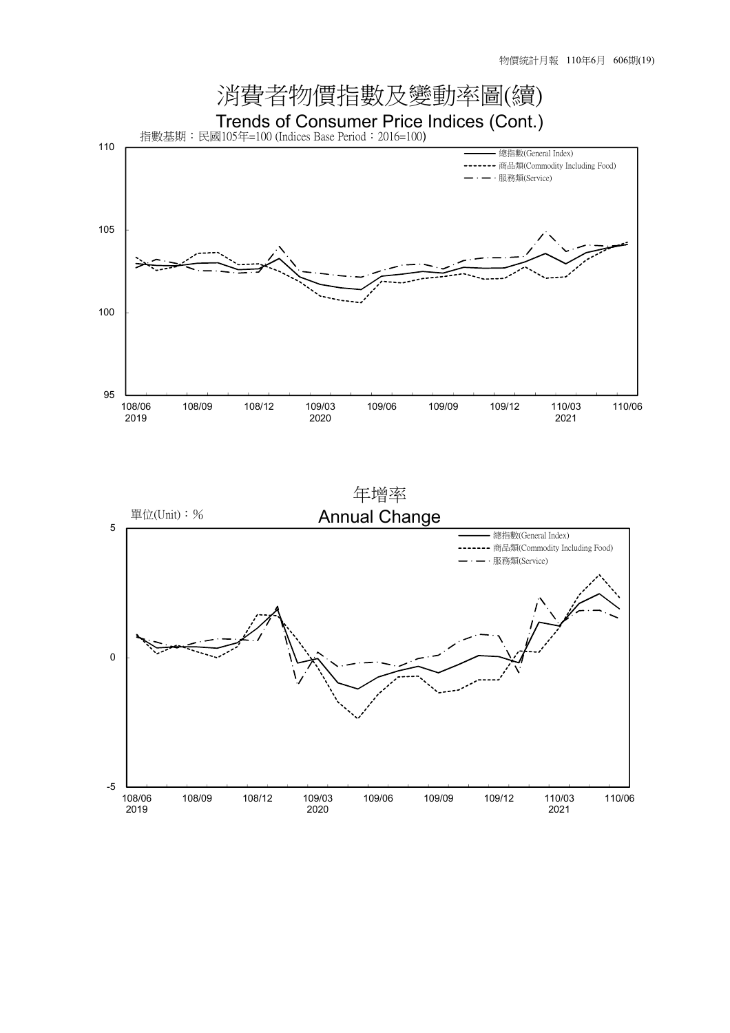# 消費者物價指數及變動率圖(續)

## Trends of Consumer Price Indices (Cont.)

指數基期：民國105年=100 (Indices Base Period：2016=100)

- 總指數(General Index)
- 商品類(Commodity Including Food)
- 服務類(Service)

110

105

100

95

108/06 2019 | 108/09 | 108/12 | 109/03 2020 | 109/06 | 109/09 | 109/12 | 110/03 2021 | 110/06

## 年增率

## Annual Change

單位(Unit)：%

- 總指數(General Index)
- 商品類(Commodity Including Food)
- 服務類(Service)

5

0

-5

108/06 2019 | 108/09 | 108/12 | 109/03 2020 | 109/06 | 109/09 | 109/12 | 110/03 2021 | 110/06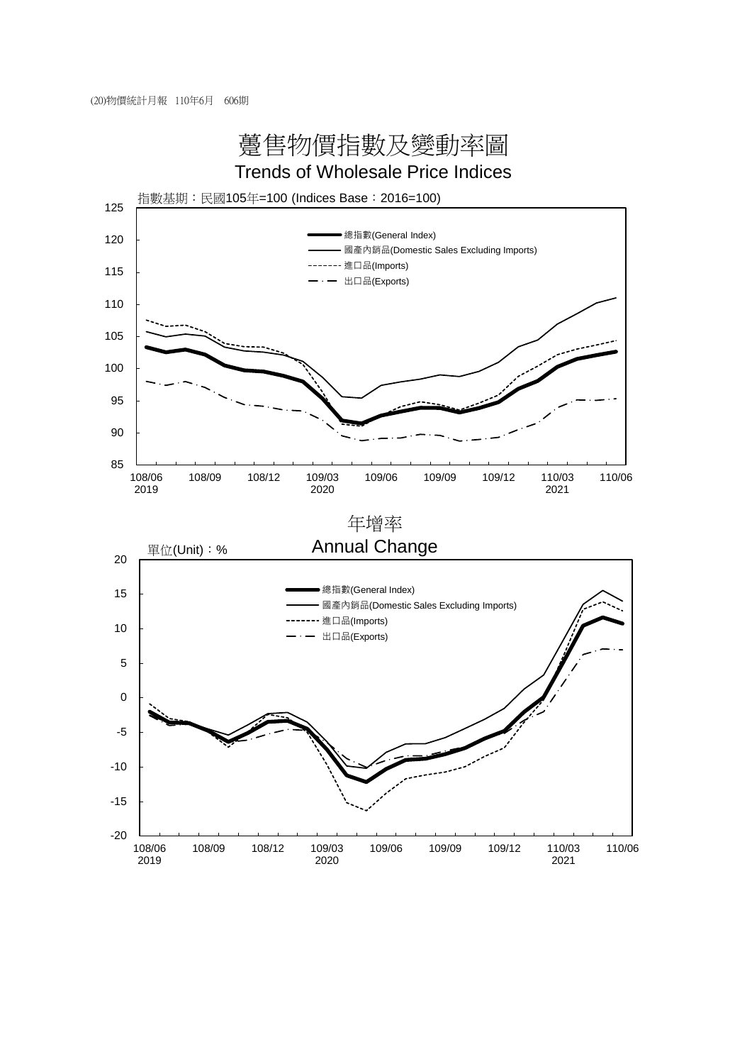# 躉售物價指數及變動率圖

## Trends of Wholesale Price Indices

指數基期：民國105年=100 (Indices Base：2016=100)

總指數(General Index)
國產內銷品(Domestic Sales Excluding Imports)
進口品(Imports)
出口品(Exports)

125
120
115
110
105
100
95
90
85

108/06 2019
108/09
108/12
109/03 2020
109/06
109/09
109/12
110/03 2021
110/06

## 年增率

## Annual Change

單位(Unit)：%

總指數(General Index)
國產內銷品(Domestic Sales Excluding Imports)
進口品(Imports)
出口品(Exports)

20
15
10
5
0
-5
-10
-15
-20

108/06 2019
108/09
108/12
109/03 2020
109/06
109/09
109/12
110/03 2021
110/06